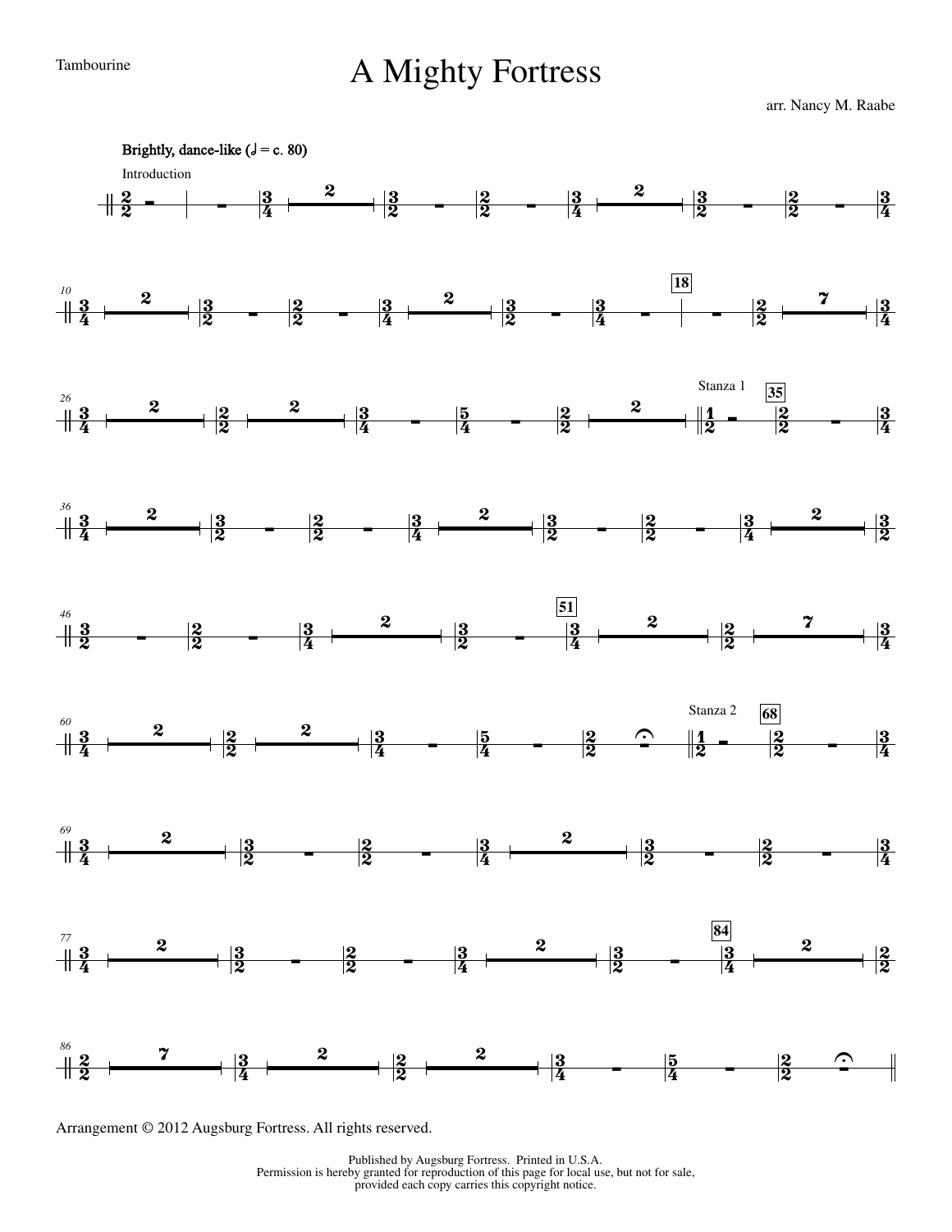Tambourine

# A Mighty Fortress

arr. Nancy M. Raabe

**Brightly, dance-like (𝅗𝅥 = c. 80)**

Introduction

Stanza 1

Stanza 2

Arrangement © 2012 Augsburg Fortress. All rights reserved.

Published by Augsburg Fortress. Printed in U.S.A.
Permission is hereby granted for reproduction of this page for local use, but not for sale, provided each copy carries this copyright notice.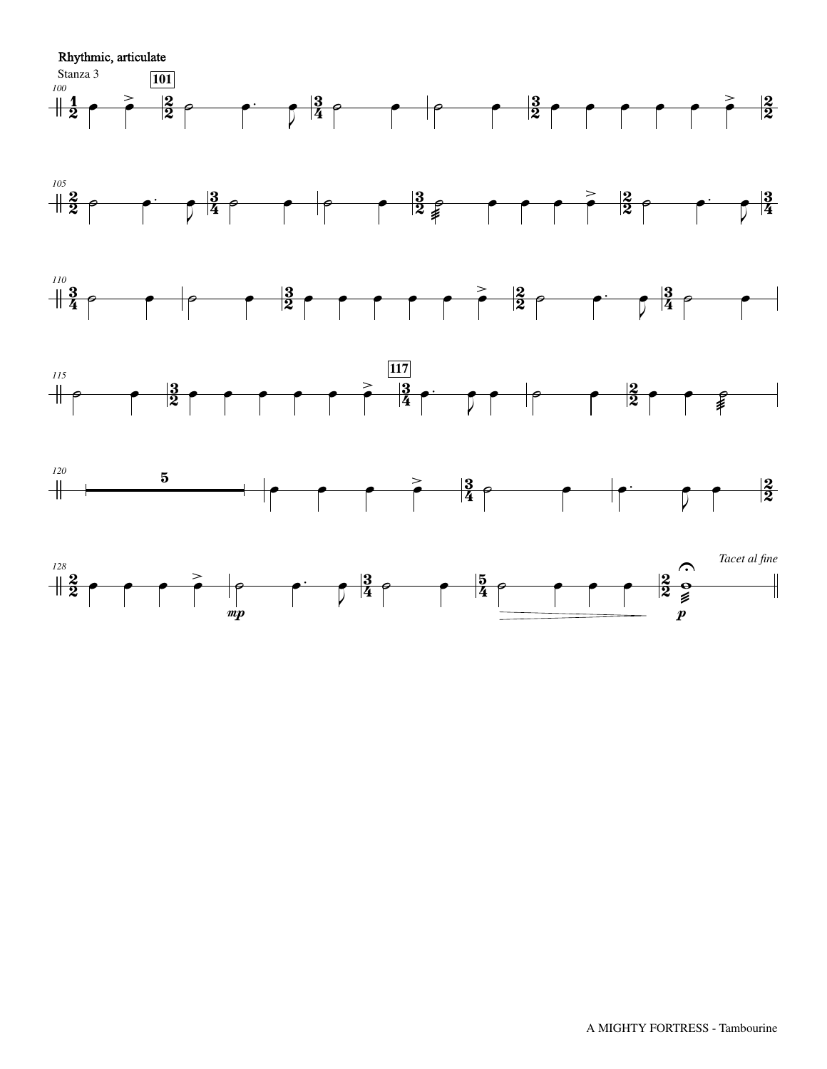**Rhythmic, articulate**

Stanza 3

*Tacet al fine*